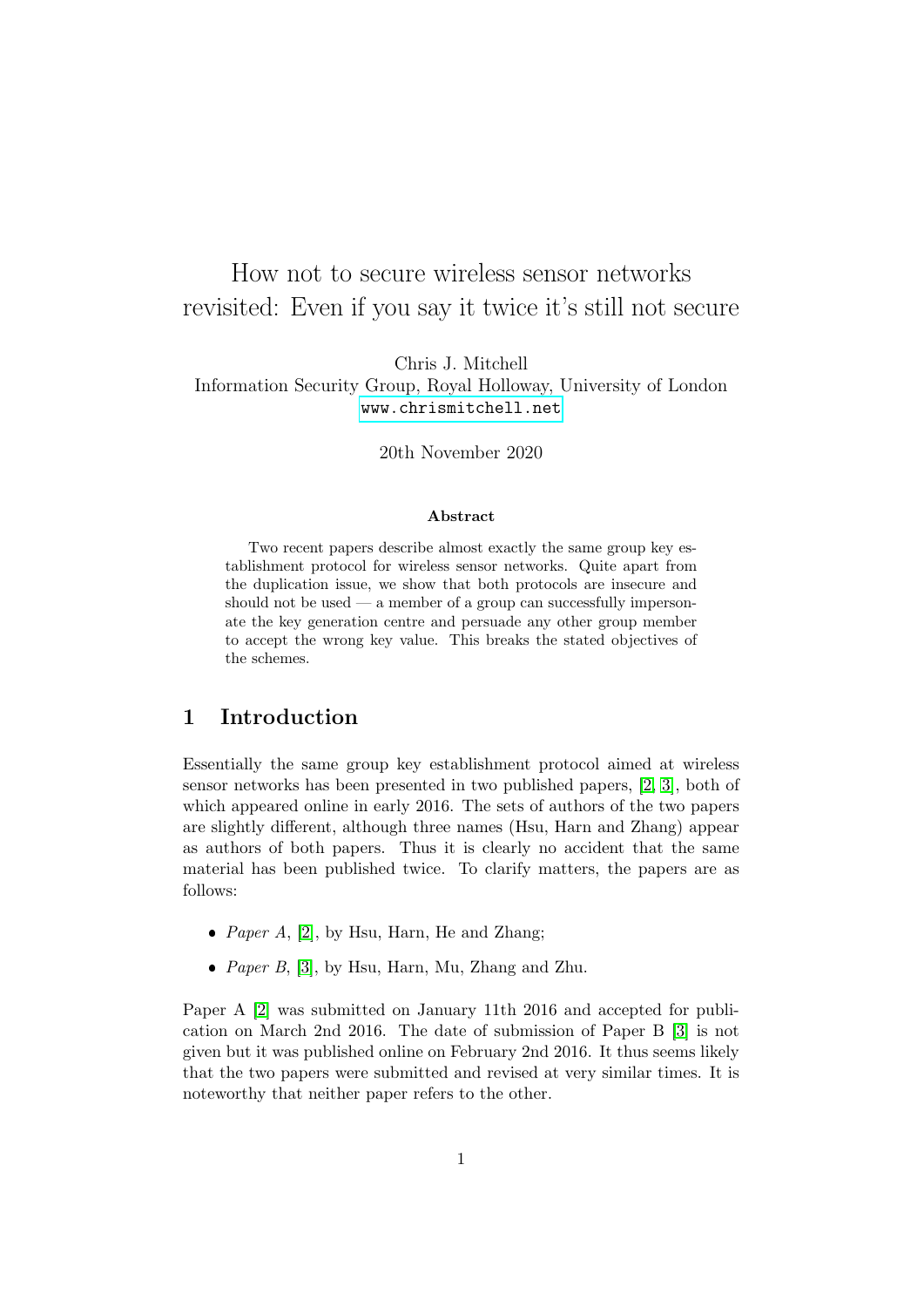# How not to secure wireless sensor networks revisited: Even if you say it twice it's still not secure

Chris J. Mitchell
Information Security Group, Royal Holloway, University of London
www.chrismitchell.net

20th November 2020

### Abstract

Two recent papers describe almost exactly the same group key establishment protocol for wireless sensor networks. Quite apart from the duplication issue, we show that both protocols are insecure and should not be used — a member of a group can successfully impersonate the key generation centre and persuade any other group member to accept the wrong key value. This breaks the stated objectives of the schemes.

## 1 Introduction

Essentially the same group key establishment protocol aimed at wireless sensor networks has been presented in two published papers, [2, 3], both of which appeared online in early 2016. The sets of authors of the two papers are slightly different, although three names (Hsu, Harn and Zhang) appear as authors of both papers. Thus it is clearly no accident that the same material has been published twice. To clarify matters, the papers are as follows:

- *Paper A*, [2], by Hsu, Harn, He and Zhang;
- *Paper B*, [3], by Hsu, Harn, Mu, Zhang and Zhu.

Paper A [2] was submitted on January 11th 2016 and accepted for publication on March 2nd 2016. The date of submission of Paper B [3] is not given but it was published online on February 2nd 2016. It thus seems likely that the two papers were submitted and revised at very similar times. It is noteworthy that neither paper refers to the other.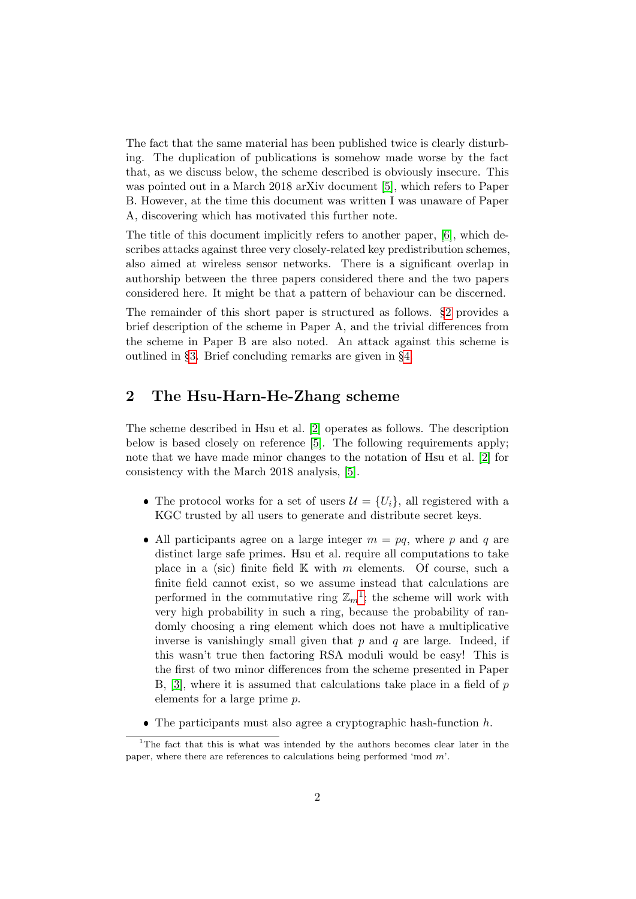The fact that the same material has been published twice is clearly disturbing. The duplication of publications is somehow made worse by the fact that, as we discuss below, the scheme described is obviously insecure. This was pointed out in a March 2018 arXiv document [5], which refers to Paper B. However, at the time this document was written I was unaware of Paper A, discovering which has motivated this further note.

The title of this document implicitly refers to another paper, [6], which describes attacks against three very closely-related key predistribution schemes, also aimed at wireless sensor networks. There is a significant overlap in authorship between the three papers considered there and the two papers considered here. It might be that a pattern of behaviour can be discerned.

The remainder of this short paper is structured as follows. §2 provides a brief description of the scheme in Paper A, and the trivial differences from the scheme in Paper B are also noted. An attack against this scheme is outlined in §3. Brief concluding remarks are given in §4.

## 2 The Hsu-Harn-He-Zhang scheme

The scheme described in Hsu et al. [2] operates as follows. The description below is based closely on reference [5]. The following requirements apply; note that we have made minor changes to the notation of Hsu et al. [2] for consistency with the March 2018 analysis, [5].

- The protocol works for a set of users $\mathcal{U} = \{U_i\}$, all registered with a KGC trusted by all users to generate and distribute secret keys.
- All participants agree on a large integer $m = pq$, where $p$ and $q$ are distinct large safe primes. Hsu et al. require all computations to take place in a (sic) finite field $\mathbb{K}$ with $m$ elements. Of course, such a finite field cannot exist, so we assume instead that calculations are performed in the commutative ring $\mathbb{Z}_m$[1]; the scheme will work with very high probability in such a ring, because the probability of randomly choosing a ring element which does not have a multiplicative inverse is vanishingly small given that $p$ and $q$ are large. Indeed, if this wasn't true then factoring RSA moduli would be easy! This is the first of two minor differences from the scheme presented in Paper B, [3], where it is assumed that calculations take place in a field of $p$ elements for a large prime $p$.
- The participants must also agree a cryptographic hash-function $h$.

[1] The fact that this is what was intended by the authors becomes clear later in the paper, where there are references to calculations being performed 'mod $m$'.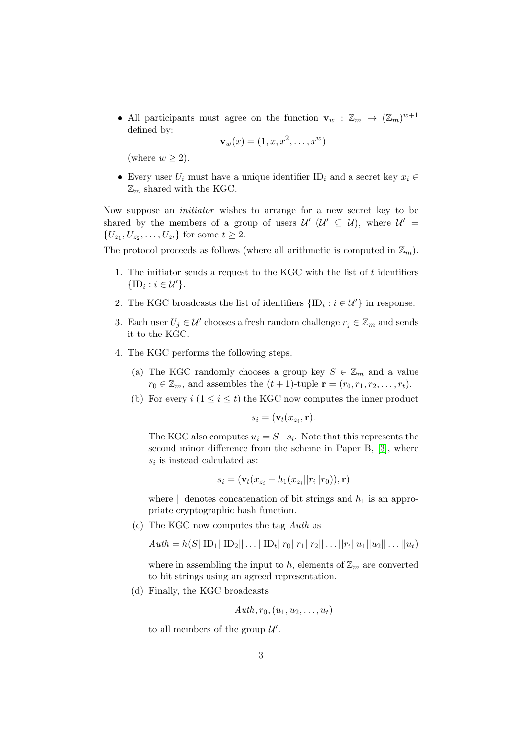- All participants must agree on the function $\mathbf{v}_w : \mathbb{Z}_m \to (\mathbb{Z}_m)^{w+1}$ defined by:

$$\mathbf{v}_w(x) = (1, x, x^2, \ldots, x^w)$$

(where $w \geq 2$).

- Every user $U_i$ must have a unique identifier $\text{ID}_i$ and a secret key $x_i \in \mathbb{Z}_m$ shared with the KGC.

Now suppose an *initiator* wishes to arrange for a new secret key to be shared by the members of a group of users $\mathcal{U}'$ ($\mathcal{U}' \subseteq \mathcal{U}$), where $\mathcal{U}' = \{U_{z_1}, U_{z_2}, \ldots, U_{z_t}\}$ for some $t \geq 2$.

The protocol proceeds as follows (where all arithmetic is computed in $\mathbb{Z}_m$).

1. The initiator sends a request to the KGC with the list of $t$ identifiers $\{\text{ID}_i : i \in \mathcal{U}'\}$.
2. The KGC broadcasts the list of identifiers $\{\text{ID}_i : i \in \mathcal{U}'\}$ in response.
3. Each user $U_j \in \mathcal{U}'$ chooses a fresh random challenge $r_j \in \mathbb{Z}_m$ and sends it to the KGC.
4. The KGC performs the following steps.
   (a) The KGC randomly chooses a group key $S \in \mathbb{Z}_m$ and a value $r_0 \in \mathbb{Z}_m$, and assembles the $(t+1)$-tuple $\mathbf{r} = (r_0, r_1, r_2, \ldots, r_t)$.
   (b) For every $i$ ($1 \leq i \leq t$) the KGC now computes the inner product

   $$s_i = (\mathbf{v}_t(x_{z_i}, \mathbf{r}).$$

   The KGC also computes $u_i = S - s_i$. Note that this represents the second minor difference from the scheme in Paper B, [3], where $s_i$ is instead calculated as:

   $$s_i = (\mathbf{v}_t(x_{z_i} + h_1(x_{z_i}||r_i||r_0)), \mathbf{r})$$

   where $||$ denotes concatenation of bit strings and $h_1$ is an appropriate cryptographic hash function.
   (c) The KGC now computes the tag *Auth* as

   $$Auth = h(S||\text{ID}_1||\text{ID}_2||\ldots||\text{ID}_t||r_0||r_1||r_2||\ldots||r_t||u_1||u_2||\ldots||u_t)$$

   where in assembling the input to $h$, elements of $\mathbb{Z}_m$ are converted to bit strings using an agreed representation.
   (d) Finally, the KGC broadcasts

   $$Auth, r_0, (u_1, u_2, \ldots, u_t)$$

   to all members of the group $\mathcal{U}'$.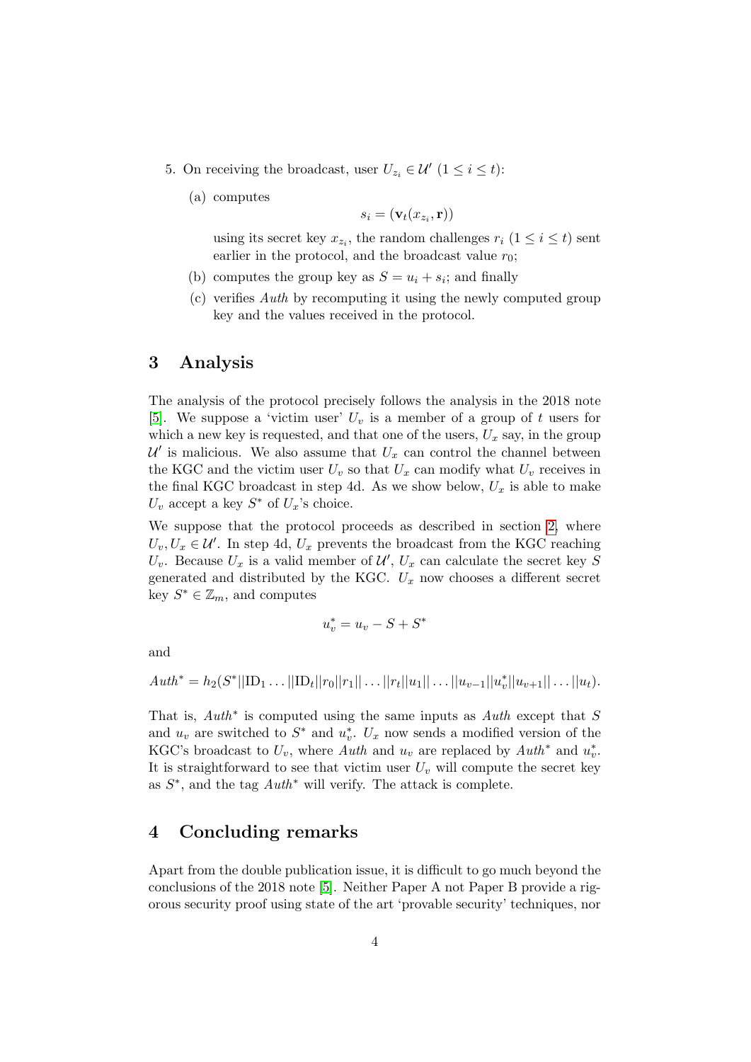5. On receiving the broadcast, user $U_{z_i} \in \mathcal{U}'$ $(1 \leq i \leq t)$:

   (a) computes
   $$s_i = (\mathbf{v}_t(x_{z_i}, \mathbf{r}))$$
   using its secret key $x_{z_i}$, the random challenges $r_i$ $(1 \leq i \leq t)$ sent earlier in the protocol, and the broadcast value $r_0$;

   (b) computes the group key as $S = u_i + s_i$; and finally

   (c) verifies *Auth* by recomputing it using the newly computed group key and the values received in the protocol.

## 3 Analysis

The analysis of the protocol precisely follows the analysis in the 2018 note [5]. We suppose a 'victim user' $U_v$ is a member of a group of $t$ users for which a new key is requested, and that one of the users, $U_x$ say, in the group $\mathcal{U}'$ is malicious. We also assume that $U_x$ can control the channel between the KGC and the victim user $U_v$ so that $U_x$ can modify what $U_v$ receives in the final KGC broadcast in step 4d. As we show below, $U_x$ is able to make $U_v$ accept a key $S^*$ of $U_x$'s choice.

We suppose that the protocol proceeds as described in section 2, where $U_v, U_x \in \mathcal{U}'$. In step 4d, $U_x$ prevents the broadcast from the KGC reaching $U_v$. Because $U_x$ is a valid member of $\mathcal{U}'$, $U_x$ can calculate the secret key $S$ generated and distributed by the KGC. $U_x$ now chooses a different secret key $S^* \in \mathbb{Z}_m$, and computes

$$u_v^* = u_v - S + S^*$$

and

$$Auth^* = h_2(S^*||\mathrm{ID}_1 \ldots ||\mathrm{ID}_t||r_0||r_1|| \ldots ||r_t||u_1|| \ldots ||u_{v-1}||u_v^*||u_{v+1}|| \ldots ||u_t).$$

That is, $Auth^*$ is computed using the same inputs as *Auth* except that $S$ and $u_v$ are switched to $S^*$ and $u_v^*$. $U_x$ now sends a modified version of the KGC's broadcast to $U_v$, where *Auth* and $u_v$ are replaced by $Auth^*$ and $u_v^*$. It is straightforward to see that victim user $U_v$ will compute the secret key as $S^*$, and the tag $Auth^*$ will verify. The attack is complete.

## 4 Concluding remarks

Apart from the double publication issue, it is difficult to go much beyond the conclusions of the 2018 note [5]. Neither Paper A not Paper B provide a rigorous security proof using state of the art 'provable security' techniques, nor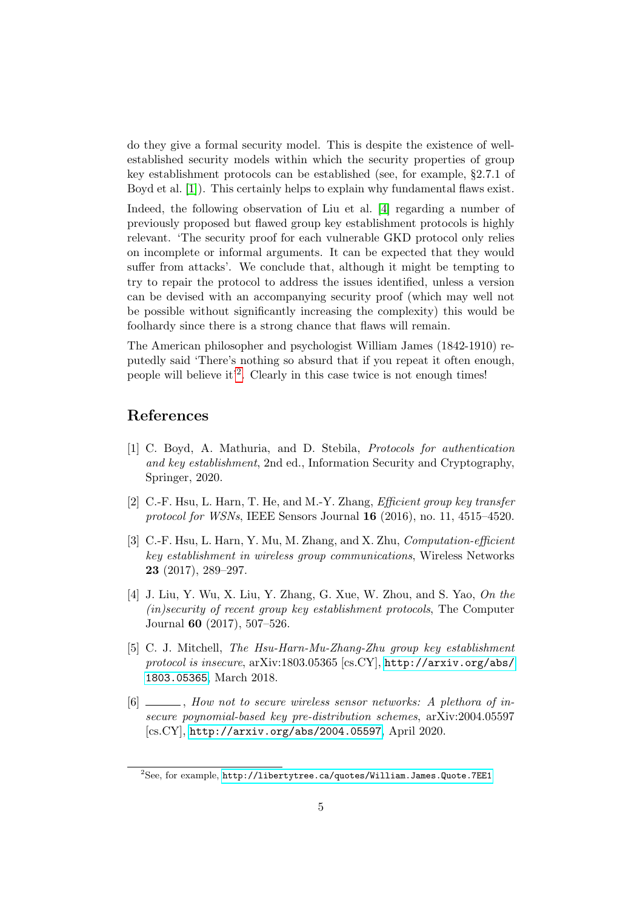do they give a formal security model. This is despite the existence of well-established security models within which the security properties of group key establishment protocols can be established (see, for example, §2.7.1 of Boyd et al. [1]). This certainly helps to explain why fundamental flaws exist.

Indeed, the following observation of Liu et al. [4] regarding a number of previously proposed but flawed group key establishment protocols is highly relevant. 'The security proof for each vulnerable GKD protocol only relies on incomplete or informal arguments. It can be expected that they would suffer from attacks'. We conclude that, although it might be tempting to try to repair the protocol to address the issues identified, unless a version can be devised with an accompanying security proof (which may well not be possible without significantly increasing the complexity) this would be foolhardy since there is a strong chance that flaws will remain.

The American philosopher and psychologist William James (1842-1910) reputedly said 'There's nothing so absurd that if you repeat it often enough, people will believe it'[2]. Clearly in this case twice is not enough times!

## References

[1] C. Boyd, A. Mathuria, and D. Stebila, *Protocols for authentication and key establishment*, 2nd ed., Information Security and Cryptography, Springer, 2020.

[2] C.-F. Hsu, L. Harn, T. He, and M.-Y. Zhang, *Efficient group key transfer protocol for WSNs*, IEEE Sensors Journal **16** (2016), no. 11, 4515–4520.

[3] C.-F. Hsu, L. Harn, Y. Mu, M. Zhang, and X. Zhu, *Computation-efficient key establishment in wireless group communications*, Wireless Networks **23** (2017), 289–297.

[4] J. Liu, Y. Wu, X. Liu, Y. Zhang, G. Xue, W. Zhou, and S. Yao, *On the (in)security of recent group key establishment protocols*, The Computer Journal **60** (2017), 507–526.

[5] C. J. Mitchell, *The Hsu-Harn-Mu-Zhang-Zhu group key establishment protocol is insecure*, arXiv:1803.05365 [cs.CY], http://arxiv.org/abs/1803.05365, March 2018.

[6] ———, *How not to secure wireless sensor networks: A plethora of insecure poynomial-based key pre-distribution schemes*, arXiv:2004.05597 [cs.CY], http://arxiv.org/abs/2004.05597, April 2020.

[2] See, for example, http://libertytree.ca/quotes/William.James.Quote.7EE1